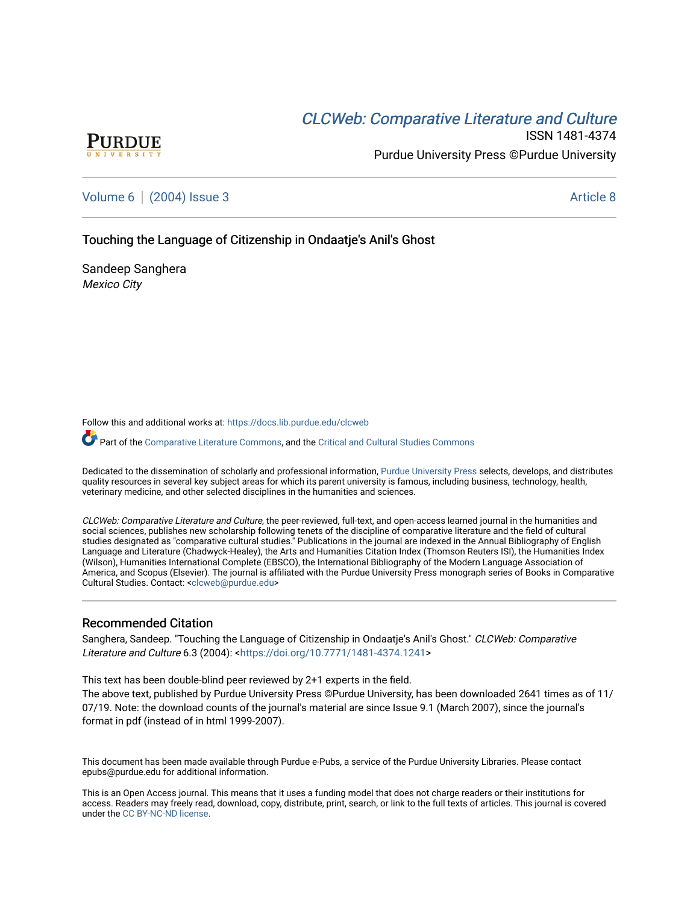# *CLCWeb: Comparative Literature and Culture*

ISSN 1481-4374

Purdue University Press ©Purdue University

Volume 6 | (2004) Issue 3 — Article 8

## Touching the Language of Citizenship in Ondaatje's Anil's Ghost

Sandeep Sanghera

*Mexico City*

Follow this and additional works at: https://docs.lib.purdue.edu/clcweb

Part of the Comparative Literature Commons, and the Critical and Cultural Studies Commons

Dedicated to the dissemination of scholarly and professional information, Purdue University Press selects, develops, and distributes quality resources in several key subject areas for which its parent university is famous, including business, technology, health, veterinary medicine, and other selected disciplines in the humanities and sciences.

*CLCWeb: Comparative Literature and Culture*, the peer-reviewed, full-text, and open-access learned journal in the humanities and social sciences, publishes new scholarship following tenets of the discipline of comparative literature and the field of cultural studies designated as "comparative cultural studies." Publications in the journal are indexed in the Annual Bibliography of English Language and Literature (Chadwyck-Healey), the Arts and Humanities Citation Index (Thomson Reuters ISI), the Humanities Index (Wilson), Humanities International Complete (EBSCO), the International Bibliography of the Modern Language Association of America, and Scopus (Elsevier). The journal is affiliated with the Purdue University Press monograph series of Books in Comparative Cultural Studies. Contact: <clcweb@purdue.edu>

### Recommended Citation

Sanghera, Sandeep. "Touching the Language of Citizenship in Ondaatje's Anil's Ghost." *CLCWeb: Comparative Literature and Culture* 6.3 (2004): <https://doi.org/10.7771/1481-4374.1241>

This text has been double-blind peer reviewed by 2+1 experts in the field.
The above text, published by Purdue University Press ©Purdue University, has been downloaded 2641 times as of 11/07/19. Note: the download counts of the journal's material are since Issue 9.1 (March 2007), since the journal's format in pdf (instead of in html 1999-2007).

This document has been made available through Purdue e-Pubs, a service of the Purdue University Libraries. Please contact epubs@purdue.edu for additional information.

This is an Open Access journal. This means that it uses a funding model that does not charge readers or their institutions for access. Readers may freely read, download, copy, distribute, print, search, or link to the full texts of articles. This journal is covered under the CC BY-NC-ND license.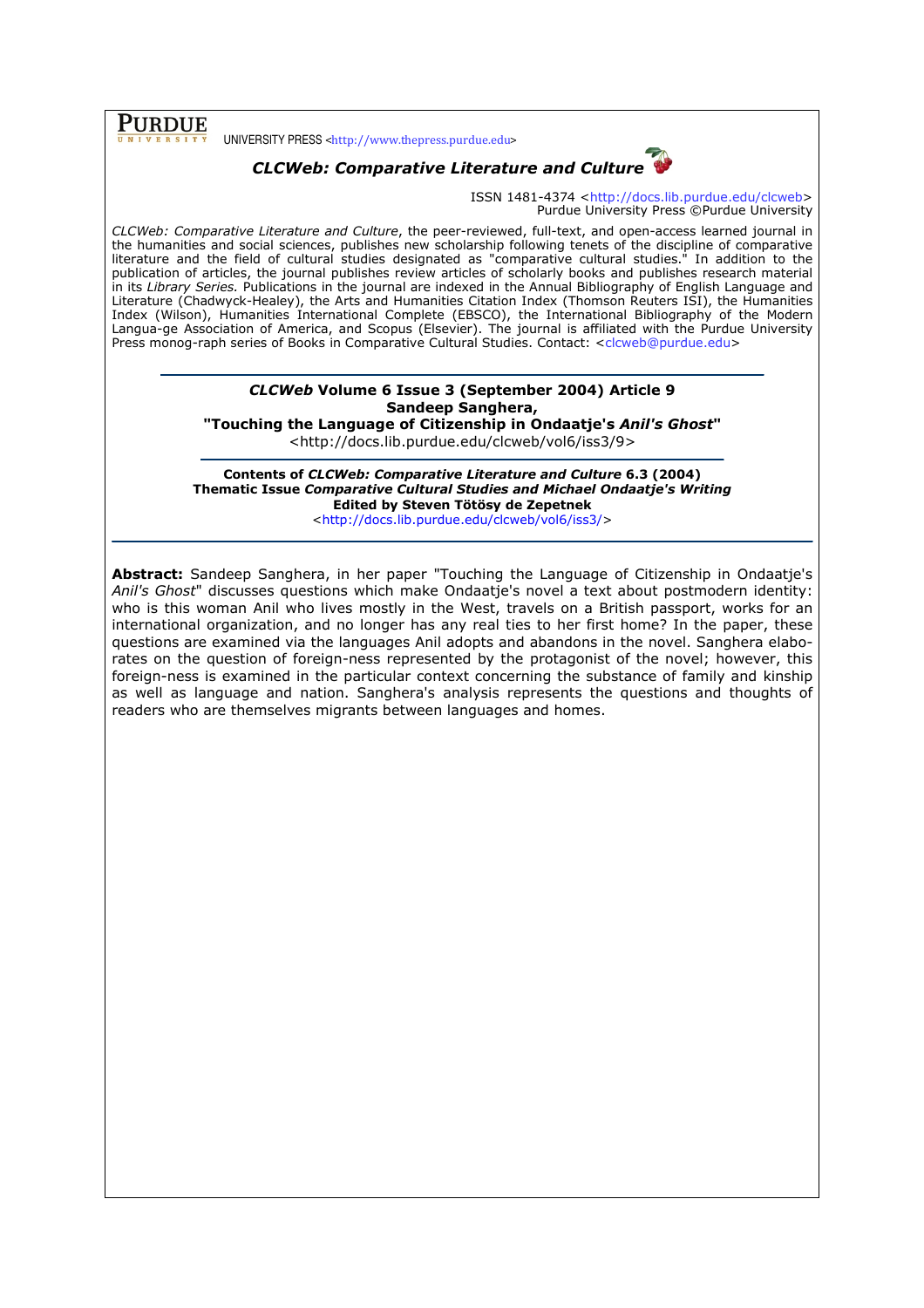**PURDUE UNIVERSITY** UNIVERSITY PRESS <http://www.thepress.purdue.edu>

## *CLCWeb: Comparative Literature and Culture*

ISSN 1481-4374 <http://docs.lib.purdue.edu/clcweb>
Purdue University Press ©Purdue University

*CLCWeb: Comparative Literature and Culture*, the peer-reviewed, full-text, and open-access learned journal in the humanities and social sciences, publishes new scholarship following tenets of the discipline of comparative literature and the field of cultural studies designated as "comparative cultural studies." In addition to the publication of articles, the journal publishes review articles of scholarly books and publishes research material in its *Library Series.* Publications in the journal are indexed in the Annual Bibliography of English Language and Literature (Chadwyck-Healey), the Arts and Humanities Citation Index (Thomson Reuters ISI), the Humanities Index (Wilson), Humanities International Complete (EBSCO), the International Bibliography of the Modern Langua-ge Association of America, and Scopus (Elsevier). The journal is affiliated with the Purdue University Press monog-raph series of Books in Comparative Cultural Studies. Contact: <clcweb@purdue.edu>

---

**_CLCWeb_ Volume 6 Issue 3 (September 2004) Article 9**
**Sandeep Sanghera,**
**"Touching the Language of Citizenship in Ondaatje's _Anil's Ghost_"**
<http://docs.lib.purdue.edu/clcweb/vol6/iss3/9>

---

**Contents of _CLCWeb: Comparative Literature and Culture_ 6.3 (2004)**
**Thematic Issue _Comparative Cultural Studies and Michael Ondaatje's Writing_**
**Edited by Steven Tötösy de Zepetnek**
<http://docs.lib.purdue.edu/clcweb/vol6/iss3/>

---

**Abstract:** Sandeep Sanghera, in her paper "Touching the Language of Citizenship in Ondaatje's *Anil's Ghost*" discusses questions which make Ondaatje's novel a text about postmodern identity: who is this woman Anil who lives mostly in the West, travels on a British passport, works for an international organization, and no longer has any real ties to her first home? In the paper, these questions are examined via the languages Anil adopts and abandons in the novel. Sanghera elabo-rates on the question of foreign-ness represented by the protagonist of the novel; however, this foreign-ness is examined in the particular context concerning the substance of family and kinship as well as language and nation. Sanghera's analysis represents the questions and thoughts of readers who are themselves migrants between languages and homes.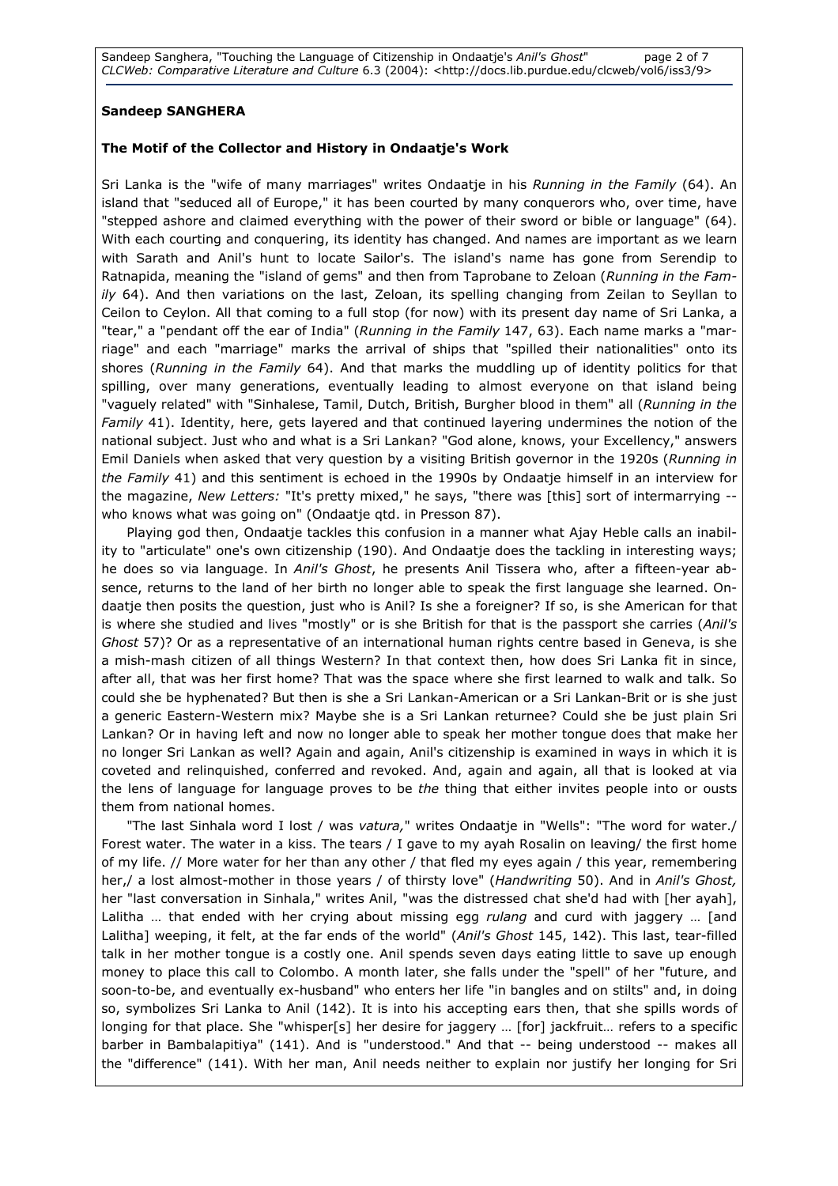**Sandeep SANGHERA**

**The Motif of the Collector and History in Ondaatje's Work**

Sri Lanka is the "wife of many marriages" writes Ondaatje in his *Running in the Family* (64). An island that "seduced all of Europe," it has been courted by many conquerors who, over time, have "stepped ashore and claimed everything with the power of their sword or bible or language" (64). With each courting and conquering, its identity has changed. And names are important as we learn with Sarath and Anil's hunt to locate Sailor's. The island's name has gone from Serendip to Ratnapida, meaning the "island of gems" and then from Taprobane to Zeloan (*Running in the Family* 64). And then variations on the last, Zeloan, its spelling changing from Zeilan to Seyllan to Ceilon to Ceylon. All that coming to a full stop (for now) with its present day name of Sri Lanka, a "tear," a "pendant off the ear of India" (*Running in the Family* 147, 63). Each name marks a "marriage" and each "marriage" marks the arrival of ships that "spilled their nationalities" onto its shores (*Running in the Family* 64). And that marks the muddling up of identity politics for that spilling, over many generations, eventually leading to almost everyone on that island being "vaguely related" with "Sinhalese, Tamil, Dutch, British, Burgher blood in them" all (*Running in the Family* 41). Identity, here, gets layered and that continued layering undermines the notion of the national subject. Just who and what is a Sri Lankan? "God alone, knows, your Excellency," answers Emil Daniels when asked that very question by a visiting British governor in the 1920s (*Running in the Family* 41) and this sentiment is echoed in the 1990s by Ondaatje himself in an interview for the magazine, *New Letters:* "It's pretty mixed," he says, "there was [this] sort of intermarrying -- who knows what was going on" (Ondaatje qtd. in Presson 87).

Playing god then, Ondaatje tackles this confusion in a manner what Ajay Heble calls an inability to "articulate" one's own citizenship (190). And Ondaatje does the tackling in interesting ways; he does so via language. In *Anil's Ghost*, he presents Anil Tissera who, after a fifteen-year absence, returns to the land of her birth no longer able to speak the first language she learned. Ondaatje then posits the question, just who is Anil? Is she a foreigner? If so, is she American for that is where she studied and lives "mostly" or is she British for that is the passport she carries (*Anil's Ghost* 57)? Or as a representative of an international human rights centre based in Geneva, is she a mish-mash citizen of all things Western? In that context then, how does Sri Lanka fit in since, after all, that was her first home? That was the space where she first learned to walk and talk. So could she be hyphenated? But then is she a Sri Lankan-American or a Sri Lankan-Brit or is she just a generic Eastern-Western mix? Maybe she is a Sri Lankan returnee? Could she be just plain Sri Lankan? Or in having left and now no longer able to speak her mother tongue does that make her no longer Sri Lankan as well? Again and again, Anil's citizenship is examined in ways in which it is coveted and relinquished, conferred and revoked. And, again and again, all that is looked at via the lens of language for language proves to be *the* thing that either invites people into or ousts them from national homes.

"The last Sinhala word I lost / was *vatura,*" writes Ondaatje in "Wells": "The word for water./ Forest water. The water in a kiss. The tears / I gave to my ayah Rosalin on leaving/ the first home of my life. // More water for her than any other / that fled my eyes again / this year, remembering her,/ a lost almost-mother in those years / of thirsty love" (*Handwriting* 50). And in *Anil's Ghost,* her "last conversation in Sinhala," writes Anil, "was the distressed chat she'd had with [her ayah], Lalitha … that ended with her crying about missing egg *rulang* and curd with jaggery … [and Lalitha] weeping, it felt, at the far ends of the world" (*Anil's Ghost* 145, 142). This last, tear-filled talk in her mother tongue is a costly one. Anil spends seven days eating little to save up enough money to place this call to Colombo. A month later, she falls under the "spell" of her "future, and soon-to-be, and eventually ex-husband" who enters her life "in bangles and on stilts" and, in doing so, symbolizes Sri Lanka to Anil (142). It is into his accepting ears then, that she spills words of longing for that place. She "whisper[s] her desire for jaggery … [for] jackfruit… refers to a specific barber in Bambalapitiya" (141). And is "understood." And that -- being understood -- makes all the "difference" (141). With her man, Anil needs neither to explain nor justify her longing for Sri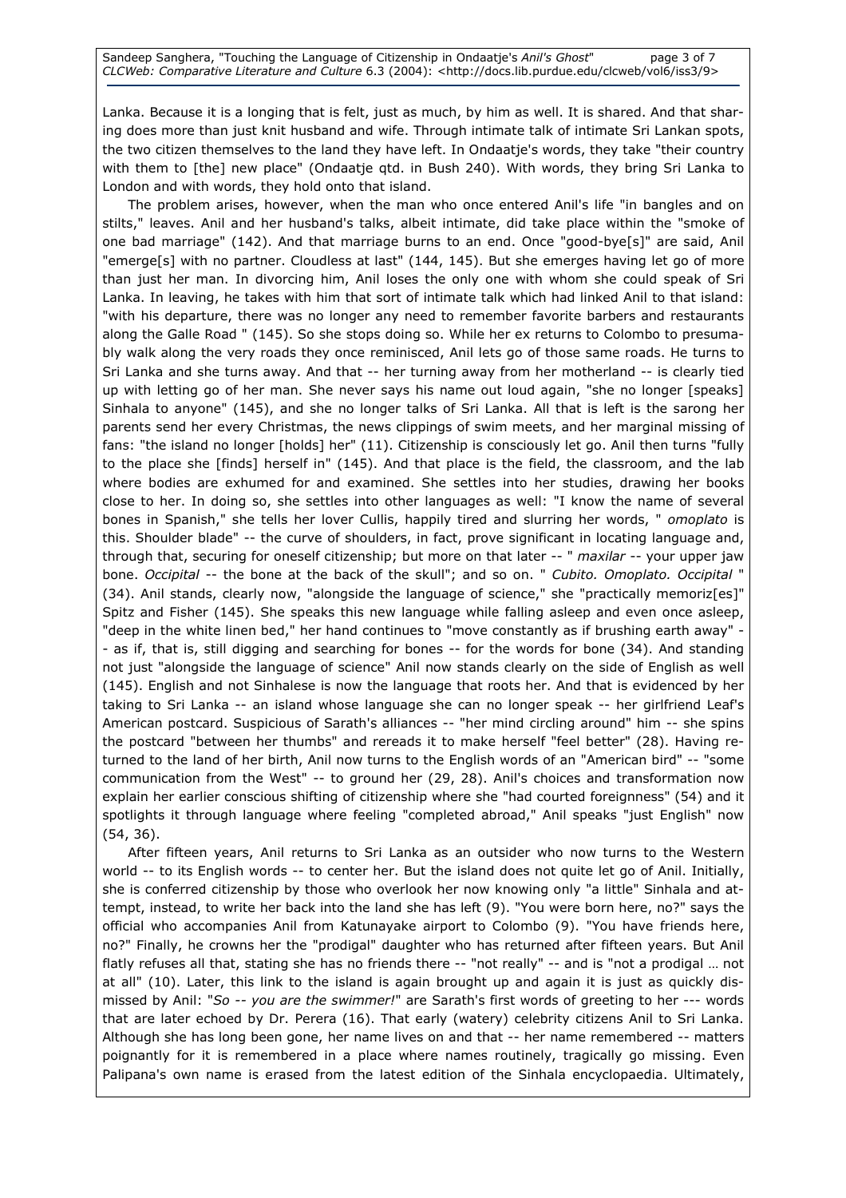Lanka. Because it is a longing that is felt, just as much, by him as well. It is shared. And that sharing does more than just knit husband and wife. Through intimate talk of intimate Sri Lankan spots, the two citizen themselves to the land they have left. In Ondaatje's words, they take "their country with them to [the] new place" (Ondaatje qtd. in Bush 240). With words, they bring Sri Lanka to London and with words, they hold onto that island.

The problem arises, however, when the man who once entered Anil's life "in bangles and on stilts," leaves. Anil and her husband's talks, albeit intimate, did take place within the "smoke of one bad marriage" (142). And that marriage burns to an end. Once "good-bye[s]" are said, Anil "emerge[s] with no partner. Cloudless at last" (144, 145). But she emerges having let go of more than just her man. In divorcing him, Anil loses the only one with whom she could speak of Sri Lanka. In leaving, he takes with him that sort of intimate talk which had linked Anil to that island: "with his departure, there was no longer any need to remember favorite barbers and restaurants along the Galle Road " (145). So she stops doing so. While her ex returns to Colombo to presumably walk along the very roads they once reminisced, Anil lets go of those same roads. He turns to Sri Lanka and she turns away. And that -- her turning away from her motherland -- is clearly tied up with letting go of her man. She never says his name out loud again, "she no longer [speaks] Sinhala to anyone" (145), and she no longer talks of Sri Lanka. All that is left is the sarong her parents send her every Christmas, the news clippings of swim meets, and her marginal missing of fans: "the island no longer [holds] her" (11). Citizenship is consciously let go. Anil then turns "fully to the place she [finds] herself in" (145). And that place is the field, the classroom, and the lab where bodies are exhumed for and examined. She settles into her studies, drawing her books close to her. In doing so, she settles into other languages as well: "I know the name of several bones in Spanish," she tells her lover Cullis, happily tired and slurring her words, " *omoplato* is this. Shoulder blade" -- the curve of shoulders, in fact, prove significant in locating language and, through that, securing for oneself citizenship; but more on that later -- " *maxilar* -- your upper jaw bone. *Occipital* -- the bone at the back of the skull"; and so on. " *Cubito. Omoplato. Occipital* " (34). Anil stands, clearly now, "alongside the language of science," she "practically memoriz[es]" Spitz and Fisher (145). She speaks this new language while falling asleep and even once asleep, "deep in the white linen bed," her hand continues to "move constantly as if brushing earth away" -- as if, that is, still digging and searching for bones -- for the words for bone (34). And standing not just "alongside the language of science" Anil now stands clearly on the side of English as well (145). English and not Sinhalese is now the language that roots her. And that is evidenced by her taking to Sri Lanka -- an island whose language she can no longer speak -- her girlfriend Leaf's American postcard. Suspicious of Sarath's alliances -- "her mind circling around" him -- she spins the postcard "between her thumbs" and rereads it to make herself "feel better" (28). Having returned to the land of her birth, Anil now turns to the English words of an "American bird" -- "some communication from the West" -- to ground her (29, 28). Anil's choices and transformation now explain her earlier conscious shifting of citizenship where she "had courted foreignness" (54) and it spotlights it through language where feeling "completed abroad," Anil speaks "just English" now (54, 36).

After fifteen years, Anil returns to Sri Lanka as an outsider who now turns to the Western world -- to its English words -- to center her. But the island does not quite let go of Anil. Initially, she is conferred citizenship by those who overlook her now knowing only "a little" Sinhala and attempt, instead, to write her back into the land she has left (9). "You were born here, no?" says the official who accompanies Anil from Katunayake airport to Colombo (9). "You have friends here, no?" Finally, he crowns her the "prodigal" daughter who has returned after fifteen years. But Anil flatly refuses all that, stating she has no friends there -- "not really" -- and is "not a prodigal … not at all" (10). Later, this link to the island is again brought up and again it is just as quickly dismissed by Anil: "*So -- you are the swimmer!*" are Sarath's first words of greeting to her --- words that are later echoed by Dr. Perera (16). That early (watery) celebrity citizens Anil to Sri Lanka. Although she has long been gone, her name lives on and that -- her name remembered -- matters poignantly for it is remembered in a place where names routinely, tragically go missing. Even Palipana's own name is erased from the latest edition of the Sinhala encyclopaedia. Ultimately,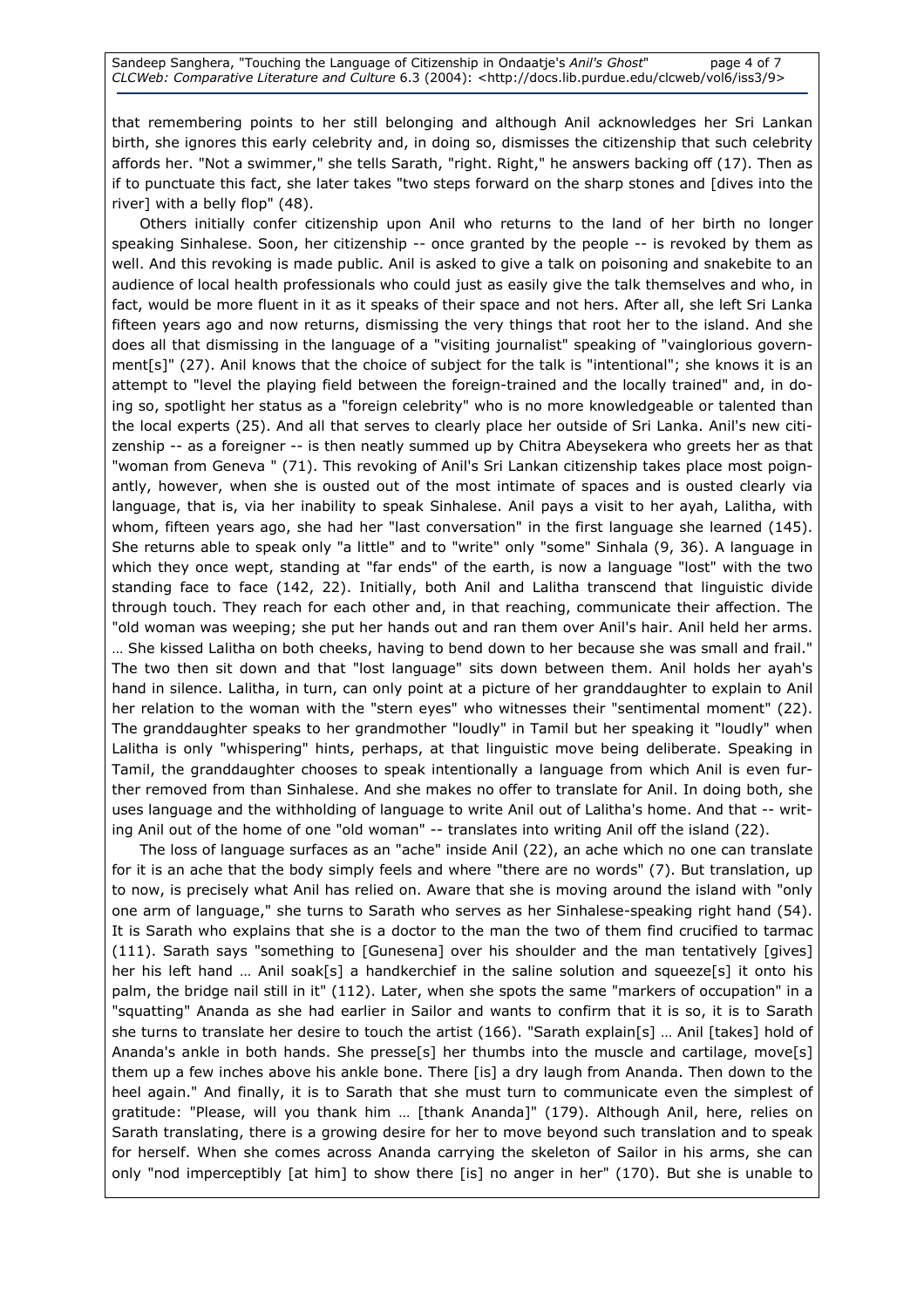that remembering points to her still belonging and although Anil acknowledges her Sri Lankan birth, she ignores this early celebrity and, in doing so, dismisses the citizenship that such celebrity affords her. "Not a swimmer," she tells Sarath, "right. Right," he answers backing off (17). Then as if to punctuate this fact, she later takes "two steps forward on the sharp stones and [dives into the river] with a belly flop" (48).

Others initially confer citizenship upon Anil who returns to the land of her birth no longer speaking Sinhalese. Soon, her citizenship -- once granted by the people -- is revoked by them as well. And this revoking is made public. Anil is asked to give a talk on poisoning and snakebite to an audience of local health professionals who could just as easily give the talk themselves and who, in fact, would be more fluent in it as it speaks of their space and not hers. After all, she left Sri Lanka fifteen years ago and now returns, dismissing the very things that root her to the island. And she does all that dismissing in the language of a "visiting journalist" speaking of "vainglorious government[s]" (27). Anil knows that the choice of subject for the talk is "intentional"; she knows it is an attempt to "level the playing field between the foreign-trained and the locally trained" and, in doing so, spotlight her status as a "foreign celebrity" who is no more knowledgeable or talented than the local experts (25). And all that serves to clearly place her outside of Sri Lanka. Anil's new citizenship -- as a foreigner -- is then neatly summed up by Chitra Abeysekera who greets her as that "woman from Geneva " (71). This revoking of Anil's Sri Lankan citizenship takes place most poignantly, however, when she is ousted out of the most intimate of spaces and is ousted clearly via language, that is, via her inability to speak Sinhalese. Anil pays a visit to her ayah, Lalitha, with whom, fifteen years ago, she had her "last conversation" in the first language she learned (145). She returns able to speak only "a little" and to "write" only "some" Sinhala (9, 36). A language in which they once wept, standing at "far ends" of the earth, is now a language "lost" with the two standing face to face (142, 22). Initially, both Anil and Lalitha transcend that linguistic divide through touch. They reach for each other and, in that reaching, communicate their affection. The "old woman was weeping; she put her hands out and ran them over Anil's hair. Anil held her arms. … She kissed Lalitha on both cheeks, having to bend down to her because she was small and frail." The two then sit down and that "lost language" sits down between them. Anil holds her ayah's hand in silence. Lalitha, in turn, can only point at a picture of her granddaughter to explain to Anil her relation to the woman with the "stern eyes" who witnesses their "sentimental moment" (22). The granddaughter speaks to her grandmother "loudly" in Tamil but her speaking it "loudly" when Lalitha is only "whispering" hints, perhaps, at that linguistic move being deliberate. Speaking in Tamil, the granddaughter chooses to speak intentionally a language from which Anil is even further removed from than Sinhalese. And she makes no offer to translate for Anil. In doing both, she uses language and the withholding of language to write Anil out of Lalitha's home. And that -- writing Anil out of the home of one "old woman" -- translates into writing Anil off the island (22).

The loss of language surfaces as an "ache" inside Anil (22), an ache which no one can translate for it is an ache that the body simply feels and where "there are no words" (7). But translation, up to now, is precisely what Anil has relied on. Aware that she is moving around the island with "only one arm of language," she turns to Sarath who serves as her Sinhalese-speaking right hand (54). It is Sarath who explains that she is a doctor to the man the two of them find crucified to tarmac (111). Sarath says "something to [Gunesena] over his shoulder and the man tentatively [gives] her his left hand … Anil soak[s] a handkerchief in the saline solution and squeeze[s] it onto his palm, the bridge nail still in it" (112). Later, when she spots the same "markers of occupation" in a "squatting" Ananda as she had earlier in Sailor and wants to confirm that it is so, it is to Sarath she turns to translate her desire to touch the artist (166). "Sarath explain[s] … Anil [takes] hold of Ananda's ankle in both hands. She presse[s] her thumbs into the muscle and cartilage, move[s] them up a few inches above his ankle bone. There [is] a dry laugh from Ananda. Then down to the heel again." And finally, it is to Sarath that she must turn to communicate even the simplest of gratitude: "Please, will you thank him … [thank Ananda]" (179). Although Anil, here, relies on Sarath translating, there is a growing desire for her to move beyond such translation and to speak for herself. When she comes across Ananda carrying the skeleton of Sailor in his arms, she can only "nod imperceptibly [at him] to show there [is] no anger in her" (170). But she is unable to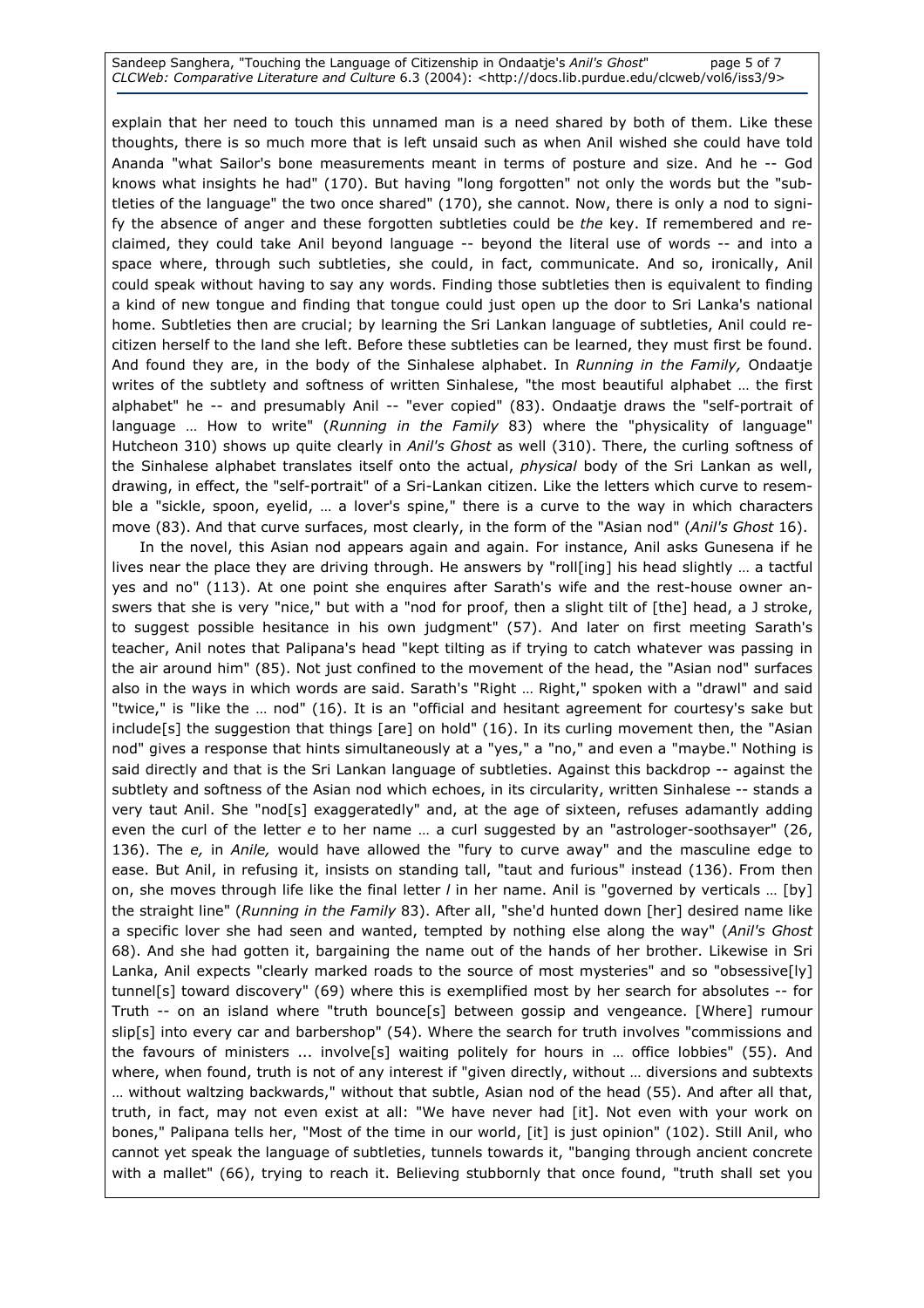explain that her need to touch this unnamed man is a need shared by both of them. Like these thoughts, there is so much more that is left unsaid such as when Anil wished she could have told Ananda "what Sailor's bone measurements meant in terms of posture and size. And he -- God knows what insights he had" (170). But having "long forgotten" not only the words but the "subtleties of the language" the two once shared" (170), she cannot. Now, there is only a nod to signify the absence of anger and these forgotten subtleties could be *the* key. If remembered and reclaimed, they could take Anil beyond language -- beyond the literal use of words -- and into a space where, through such subtleties, she could, in fact, communicate. And so, ironically, Anil could speak without having to say any words. Finding those subtleties then is equivalent to finding a kind of new tongue and finding that tongue could just open up the door to Sri Lanka's national home. Subtleties then are crucial; by learning the Sri Lankan language of subtleties, Anil could re-citizen herself to the land she left. Before these subtleties can be learned, they must first be found. And found they are, in the body of the Sinhalese alphabet. In *Running in the Family,* Ondaatje writes of the subtlety and softness of written Sinhalese, "the most beautiful alphabet … the first alphabet" he -- and presumably Anil -- "ever copied" (83). Ondaatje draws the "self-portrait of language … How to write" (*Running in the Family* 83) where the "physicality of language" Hutcheon 310) shows up quite clearly in *Anil's Ghost* as well (310). There, the curling softness of the Sinhalese alphabet translates itself onto the actual, *physical* body of the Sri Lankan as well, drawing, in effect, the "self-portrait" of a Sri-Lankan citizen. Like the letters which curve to resemble a "sickle, spoon, eyelid, … a lover's spine," there is a curve to the way in which characters move (83). And that curve surfaces, most clearly, in the form of the "Asian nod" (*Anil's Ghost* 16).

In the novel, this Asian nod appears again and again. For instance, Anil asks Gunesena if he lives near the place they are driving through. He answers by "roll[ing] his head slightly … a tactful yes and no" (113). At one point she enquires after Sarath's wife and the rest-house owner answers that she is very "nice," but with a "nod for proof, then a slight tilt of [the] head, a J stroke, to suggest possible hesitance in his own judgment" (57). And later on first meeting Sarath's teacher, Anil notes that Palipana's head "kept tilting as if trying to catch whatever was passing in the air around him" (85). Not just confined to the movement of the head, the "Asian nod" surfaces also in the ways in which words are said. Sarath's "Right … Right," spoken with a "drawl" and said "twice," is "like the … nod" (16). It is an "official and hesitant agreement for courtesy's sake but include[s] the suggestion that things [are] on hold" (16). In its curling movement then, the "Asian nod" gives a response that hints simultaneously at a "yes," a "no," and even a "maybe." Nothing is said directly and that is the Sri Lankan language of subtleties. Against this backdrop -- against the subtlety and softness of the Asian nod which echoes, in its circularity, written Sinhalese -- stands a very taut Anil. She "nod[s] exaggeratedly" and, at the age of sixteen, refuses adamantly adding even the curl of the letter *e* to her name … a curl suggested by an "astrologer-soothsayer" (26, 136). The *e,* in *Anile,* would have allowed the "fury to curve away" and the masculine edge to ease. But Anil, in refusing it, insists on standing tall, "taut and furious" instead (136). From then on, she moves through life like the final letter *l* in her name. Anil is "governed by verticals … [by] the straight line" (*Running in the Family* 83). After all, "she'd hunted down [her] desired name like a specific lover she had seen and wanted, tempted by nothing else along the way" (*Anil's Ghost* 68). And she had gotten it, bargaining the name out of the hands of her brother. Likewise in Sri Lanka, Anil expects "clearly marked roads to the source of most mysteries" and so "obsessive[ly] tunnel[s] toward discovery" (69) where this is exemplified most by her search for absolutes -- for Truth -- on an island where "truth bounce[s] between gossip and vengeance. [Where] rumour slip[s] into every car and barbershop" (54). Where the search for truth involves "commissions and the favours of ministers ... involve[s] waiting politely for hours in … office lobbies" (55). And where, when found, truth is not of any interest if "given directly, without … diversions and subtexts … without waltzing backwards," without that subtle, Asian nod of the head (55). And after all that, truth, in fact, may not even exist at all: "We have never had [it]. Not even with your work on bones," Palipana tells her, "Most of the time in our world, [it] is just opinion" (102). Still Anil, who cannot yet speak the language of subtleties, tunnels towards it, "banging through ancient concrete with a mallet" (66), trying to reach it. Believing stubbornly that once found, "truth shall set you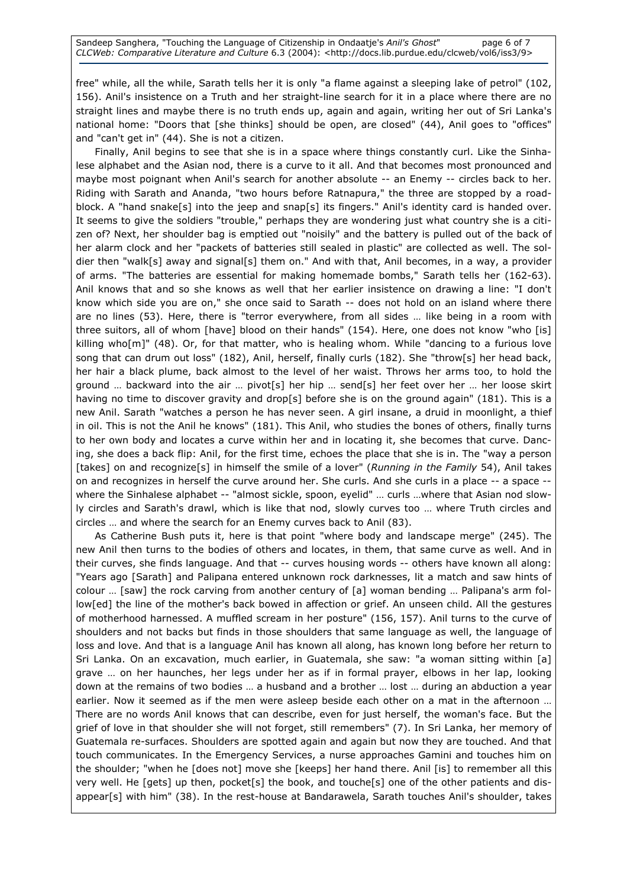free" while, all the while, Sarath tells her it is only "a flame against a sleeping lake of petrol" (102, 156). Anil's insistence on a Truth and her straight-line search for it in a place where there are no straight lines and maybe there is no truth ends up, again and again, writing her out of Sri Lanka's national home: "Doors that [she thinks] should be open, are closed" (44), Anil goes to "offices" and "can't get in" (44). She is not a citizen.

Finally, Anil begins to see that she is in a space where things constantly curl. Like the Sinhalese alphabet and the Asian nod, there is a curve to it all. And that becomes most pronounced and maybe most poignant when Anil's search for another absolute -- an Enemy -- circles back to her. Riding with Sarath and Ananda, "two hours before Ratnapura," the three are stopped by a roadblock. A "hand snake[s] into the jeep and snap[s] its fingers." Anil's identity card is handed over. It seems to give the soldiers "trouble," perhaps they are wondering just what country she is a citizen of? Next, her shoulder bag is emptied out "noisily" and the battery is pulled out of the back of her alarm clock and her "packets of batteries still sealed in plastic" are collected as well. The soldier then "walk[s] away and signal[s] them on." And with that, Anil becomes, in a way, a provider of arms. "The batteries are essential for making homemade bombs," Sarath tells her (162-63). Anil knows that and so she knows as well that her earlier insistence on drawing a line: "I don't know which side you are on," she once said to Sarath -- does not hold on an island where there are no lines (53). Here, there is "terror everywhere, from all sides … like being in a room with three suitors, all of whom [have] blood on their hands" (154). Here, one does not know "who [is] killing who[m]" (48). Or, for that matter, who is healing whom. While "dancing to a furious love song that can drum out loss" (182), Anil, herself, finally curls (182). She "throw[s] her head back, her hair a black plume, back almost to the level of her waist. Throws her arms too, to hold the ground … backward into the air … pivot[s] her hip … send[s] her feet over her … her loose skirt having no time to discover gravity and drop[s] before she is on the ground again" (181). This is a new Anil. Sarath "watches a person he has never seen. A girl insane, a druid in moonlight, a thief in oil. This is not the Anil he knows" (181). This Anil, who studies the bones of others, finally turns to her own body and locates a curve within her and in locating it, she becomes that curve. Dancing, she does a back flip: Anil, for the first time, echoes the place that she is in. The "way a person [takes] on and recognize[s] in himself the smile of a lover" (*Running in the Family* 54), Anil takes on and recognizes in herself the curve around her. She curls. And she curls in a place -- a space -- where the Sinhalese alphabet -- "almost sickle, spoon, eyelid" … curls …where that Asian nod slowly circles and Sarath's drawl, which is like that nod, slowly curves too … where Truth circles and circles … and where the search for an Enemy curves back to Anil (83).

As Catherine Bush puts it, here is that point "where body and landscape merge" (245). The new Anil then turns to the bodies of others and locates, in them, that same curve as well. And in their curves, she finds language. And that -- curves housing words -- others have known all along: "Years ago [Sarath] and Palipana entered unknown rock darknesses, lit a match and saw hints of colour … [saw] the rock carving from another century of [a] woman bending … Palipana's arm follow[ed] the line of the mother's back bowed in affection or grief. An unseen child. All the gestures of motherhood harnessed. A muffled scream in her posture" (156, 157). Anil turns to the curve of shoulders and not backs but finds in those shoulders that same language as well, the language of loss and love. And that is a language Anil has known all along, has known long before her return to Sri Lanka. On an excavation, much earlier, in Guatemala, she saw: "a woman sitting within [a] grave … on her haunches, her legs under her as if in formal prayer, elbows in her lap, looking down at the remains of two bodies … a husband and a brother … lost … during an abduction a year earlier. Now it seemed as if the men were asleep beside each other on a mat in the afternoon … There are no words Anil knows that can describe, even for just herself, the woman's face. But the grief of love in that shoulder she will not forget, still remembers" (7). In Sri Lanka, her memory of Guatemala re-surfaces. Shoulders are spotted again and again but now they are touched. And that touch communicates. In the Emergency Services, a nurse approaches Gamini and touches him on the shoulder; "when he [does not] move she [keeps] her hand there. Anil [is] to remember all this very well. He [gets] up then, pocket[s] the book, and touche[s] one of the other patients and disappear[s] with him" (38). In the rest-house at Bandarawela, Sarath touches Anil's shoulder, takes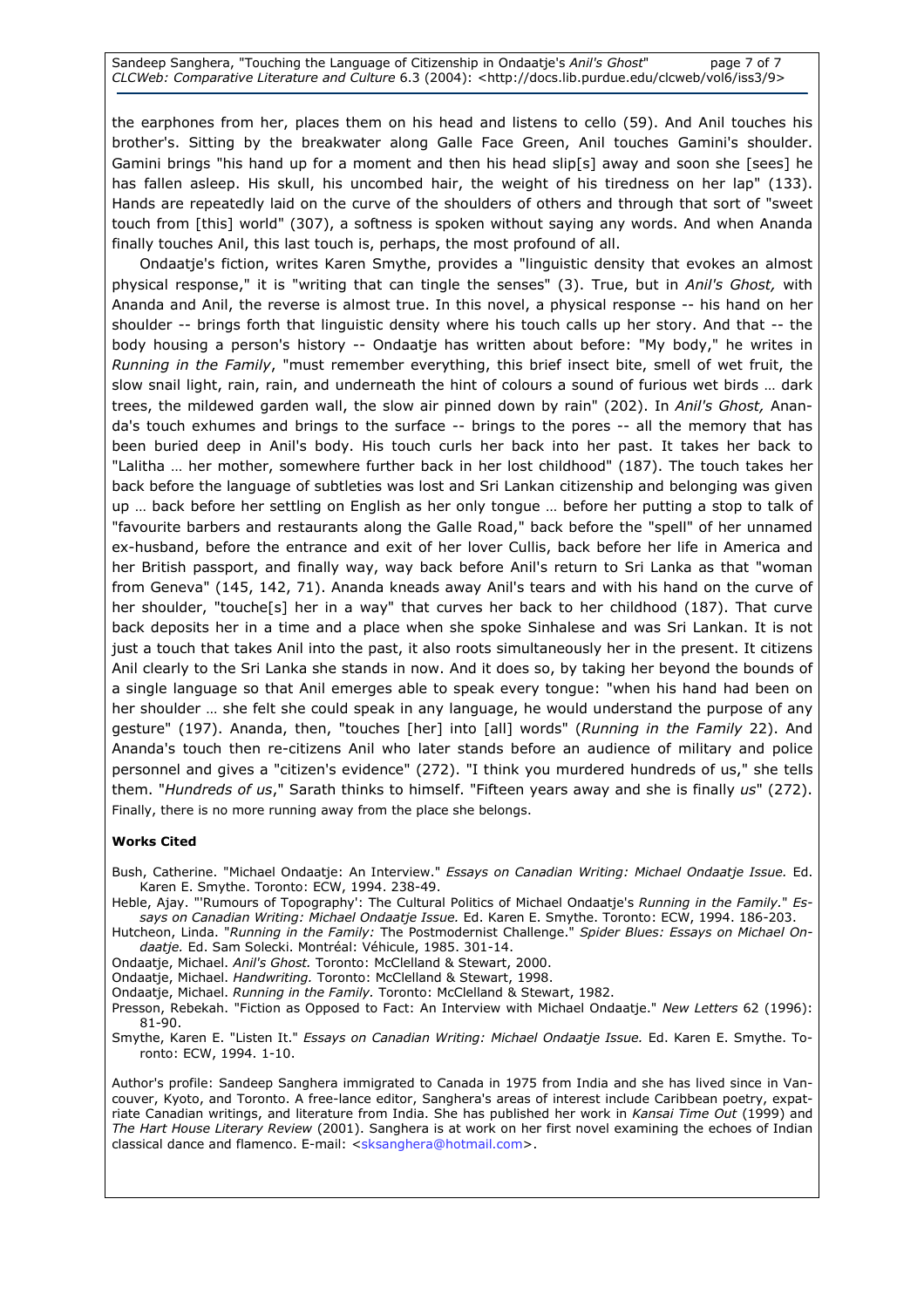the earphones from her, places them on his head and listens to cello (59). And Anil touches his brother's. Sitting by the breakwater along Galle Face Green, Anil touches Gamini's shoulder. Gamini brings "his hand up for a moment and then his head slip[s] away and soon she [sees] he has fallen asleep. His skull, his uncombed hair, the weight of his tiredness on her lap" (133). Hands are repeatedly laid on the curve of the shoulders of others and through that sort of "sweet touch from [this] world" (307), a softness is spoken without saying any words. And when Ananda finally touches Anil, this last touch is, perhaps, the most profound of all.

Ondaatje's fiction, writes Karen Smythe, provides a "linguistic density that evokes an almost physical response," it is "writing that can tingle the senses" (3). True, but in *Anil's Ghost,* with Ananda and Anil, the reverse is almost true. In this novel, a physical response -- his hand on her shoulder -- brings forth that linguistic density where his touch calls up her story. And that -- the body housing a person's history -- Ondaatje has written about before: "My body," he writes in *Running in the Family*, "must remember everything, this brief insect bite, smell of wet fruit, the slow snail light, rain, rain, and underneath the hint of colours a sound of furious wet birds … dark trees, the mildewed garden wall, the slow air pinned down by rain" (202). In *Anil's Ghost,* Ananda's touch exhumes and brings to the surface -- brings to the pores -- all the memory that has been buried deep in Anil's body. His touch curls her back into her past. It takes her back to "Lalitha … her mother, somewhere further back in her lost childhood" (187). The touch takes her back before the language of subtleties was lost and Sri Lankan citizenship and belonging was given up … back before her settling on English as her only tongue … before her putting a stop to talk of "favourite barbers and restaurants along the Galle Road," back before the "spell" of her unnamed ex-husband, before the entrance and exit of her lover Cullis, back before her life in America and her British passport, and finally way, way back before Anil's return to Sri Lanka as that "woman from Geneva" (145, 142, 71). Ananda kneads away Anil's tears and with his hand on the curve of her shoulder, "touche[s] her in a way" that curves her back to her childhood (187). That curve back deposits her in a time and a place when she spoke Sinhalese and was Sri Lankan. It is not just a touch that takes Anil into the past, it also roots simultaneously her in the present. It citizens Anil clearly to the Sri Lanka she stands in now. And it does so, by taking her beyond the bounds of a single language so that Anil emerges able to speak every tongue: "when his hand had been on her shoulder … she felt she could speak in any language, he would understand the purpose of any gesture" (197). Ananda, then, "touches [her] into [all] words" (*Running in the Family* 22). And Ananda's touch then re-citizens Anil who later stands before an audience of military and police personnel and gives a "citizen's evidence" (272). "I think you murdered hundreds of us," she tells them. "*Hundreds of us*," Sarath thinks to himself. "Fifteen years away and she is finally *us*" (272). Finally, there is no more running away from the place she belongs.

**Works Cited**

Bush, Catherine. "Michael Ondaatje: An Interview." *Essays on Canadian Writing: Michael Ondaatje Issue.* Ed. Karen E. Smythe. Toronto: ECW, 1994. 238-49.

Heble, Ajay. "'Rumours of Topography': The Cultural Politics of Michael Ondaatje's *Running in the Family*." *Essays on Canadian Writing: Michael Ondaatje Issue.* Ed. Karen E. Smythe. Toronto: ECW, 1994. 186-203.

Hutcheon, Linda. "*Running in the Family:* The Postmodernist Challenge." *Spider Blues: Essays on Michael Ondaatje.* Ed. Sam Solecki. Montréal: Véhicule, 1985. 301-14.

Ondaatje, Michael. *Anil's Ghost.* Toronto: McClelland & Stewart, 2000.

Ondaatje, Michael. *Handwriting.* Toronto: McClelland & Stewart, 1998.

Ondaatje, Michael. *Running in the Family.* Toronto: McClelland & Stewart, 1982.

Presson, Rebekah. "Fiction as Opposed to Fact: An Interview with Michael Ondaatje." *New Letters* 62 (1996): 81-90.

Smythe, Karen E. "Listen It." *Essays on Canadian Writing: Michael Ondaatje Issue.* Ed. Karen E. Smythe. Toronto: ECW, 1994. 1-10.

Author's profile: Sandeep Sanghera immigrated to Canada in 1975 from India and she has lived since in Vancouver, Kyoto, and Toronto. A free-lance editor, Sanghera's areas of interest include Caribbean poetry, expatriate Canadian writings, and literature from India. She has published her work in *Kansai Time Out* (1999) and *The Hart House Literary Review* (2001). Sanghera is at work on her first novel examining the echoes of Indian classical dance and flamenco. E-mail: <sksanghera@hotmail.com>.